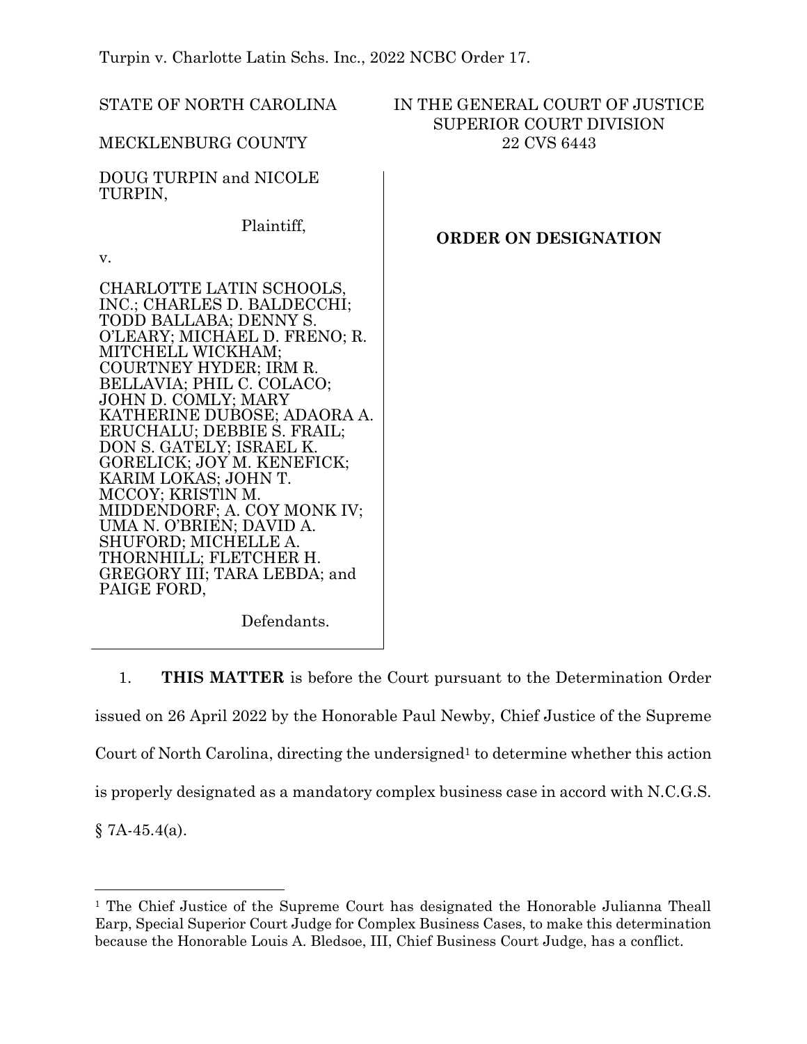Turpin v. Charlotte Latin Schs. Inc., 2022 NCBC Order 17.

STATE OF NORTH CAROLINA

MECKLENBURG COUNTY

IN THE GENERAL COURT OF JUSTICE
SUPERIOR COURT DIVISION
22 CVS 6443

DOUG TURPIN and NICOLE TURPIN,

Plaintiff,

v.

CHARLOTTE LATIN SCHOOLS, INC.; CHARLES D. BALDECCHI; TODD BALLABA; DENNY S. O'LEARY; MICHAEL D. FRENO; R. MITCHELL WICKHAM; COURTNEY HYDER; IRM R. BELLAVIA; PHIL C. COLACO; JOHN D. COMLY; MARY KATHERINE DUBOSE; ADAORA A. ERUCHALU; DEBBIE S. FRAIL; DON S. GATELY; ISRAEL K. GORELICK; JOY M. KENEFICK; KARIM LOKAS; JOHN T. MCCOY; KRISTIN M. MIDDENDORF; A. COY MONK IV; UMA N. O'BRIEN; DAVID A. SHUFORD; MICHELLE A. THORNHILL; FLETCHER H. GREGORY III; TARA LEBDA; and PAIGE FORD,

Defendants.

**ORDER ON DESIGNATION**

1. **THIS MATTER** is before the Court pursuant to the Determination Order issued on 26 April 2022 by the Honorable Paul Newby, Chief Justice of the Supreme Court of North Carolina, directing the undersigned[1] to determine whether this action is properly designated as a mandatory complex business case in accord with N.C.G.S. § 7A-45.4(a).

[1] The Chief Justice of the Supreme Court has designated the Honorable Julianna Theall Earp, Special Superior Court Judge for Complex Business Cases, to make this determination because the Honorable Louis A. Bledsoe, III, Chief Business Court Judge, has a conflict.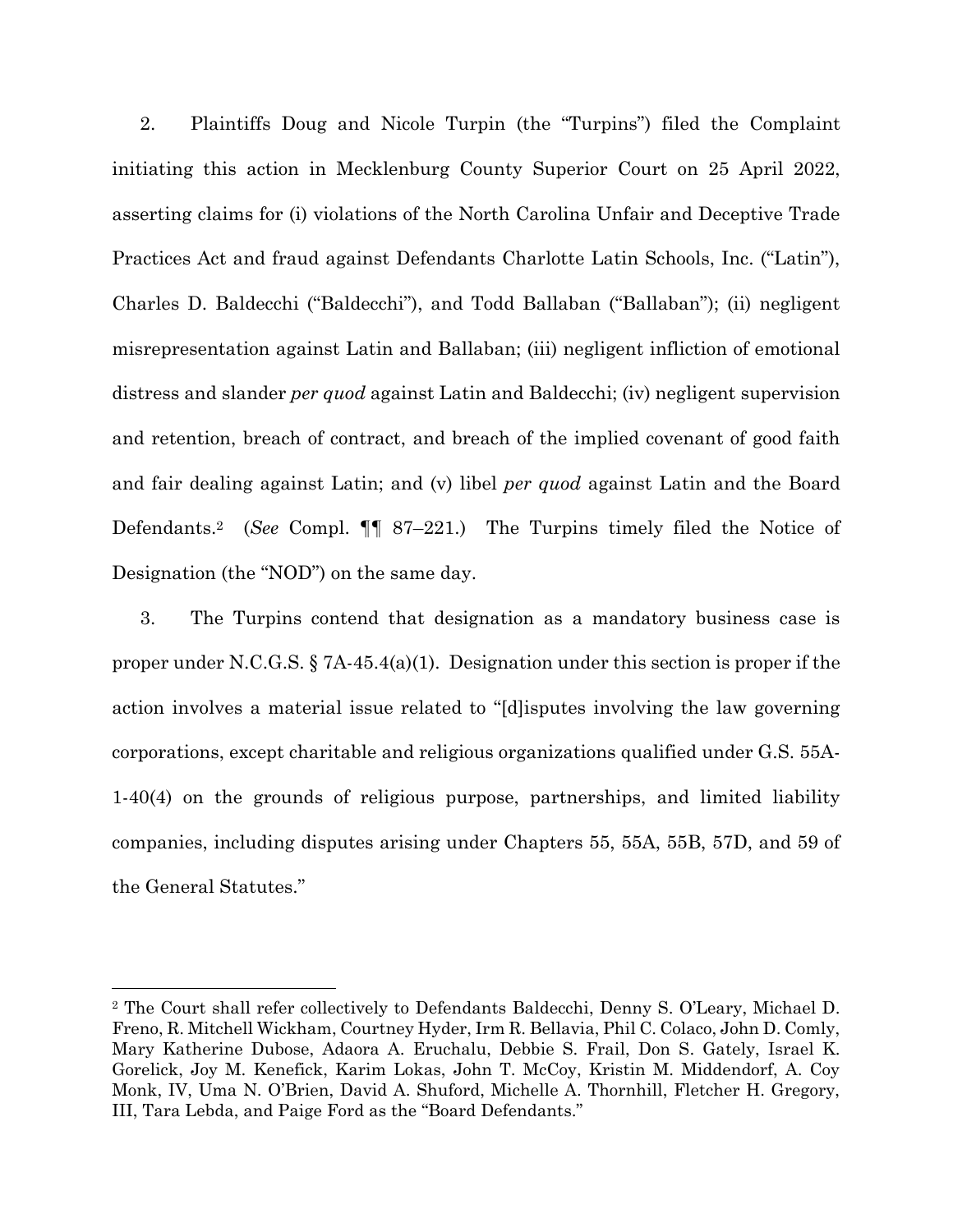2. Plaintiffs Doug and Nicole Turpin (the "Turpins") filed the Complaint initiating this action in Mecklenburg County Superior Court on 25 April 2022, asserting claims for (i) violations of the North Carolina Unfair and Deceptive Trade Practices Act and fraud against Defendants Charlotte Latin Schools, Inc. ("Latin"), Charles D. Baldecchi ("Baldecchi"), and Todd Ballaban ("Ballaban"); (ii) negligent misrepresentation against Latin and Ballaban; (iii) negligent infliction of emotional distress and slander *per quod* against Latin and Baldecchi; (iv) negligent supervision and retention, breach of contract, and breach of the implied covenant of good faith and fair dealing against Latin; and (v) libel *per quod* against Latin and the Board Defendants.[2] (*See* Compl. ¶¶ 87–221.) The Turpins timely filed the Notice of Designation (the "NOD") on the same day.

3. The Turpins contend that designation as a mandatory business case is proper under N.C.G.S. § 7A-45.4(a)(1). Designation under this section is proper if the action involves a material issue related to "[d]isputes involving the law governing corporations, except charitable and religious organizations qualified under G.S. 55A-1-40(4) on the grounds of religious purpose, partnerships, and limited liability companies, including disputes arising under Chapters 55, 55A, 55B, 57D, and 59 of the General Statutes."

---

[2] The Court shall refer collectively to Defendants Baldecchi, Denny S. O'Leary, Michael D. Freno, R. Mitchell Wickham, Courtney Hyder, Irm R. Bellavia, Phil C. Colaco, John D. Comly, Mary Katherine Dubose, Adaora A. Eruchalu, Debbie S. Frail, Don S. Gately, Israel K. Gorelick, Joy M. Kenefick, Karim Lokas, John T. McCoy, Kristin M. Middendorf, A. Coy Monk, IV, Uma N. O'Brien, David A. Shuford, Michelle A. Thornhill, Fletcher H. Gregory, III, Tara Lebda, and Paige Ford as the "Board Defendants."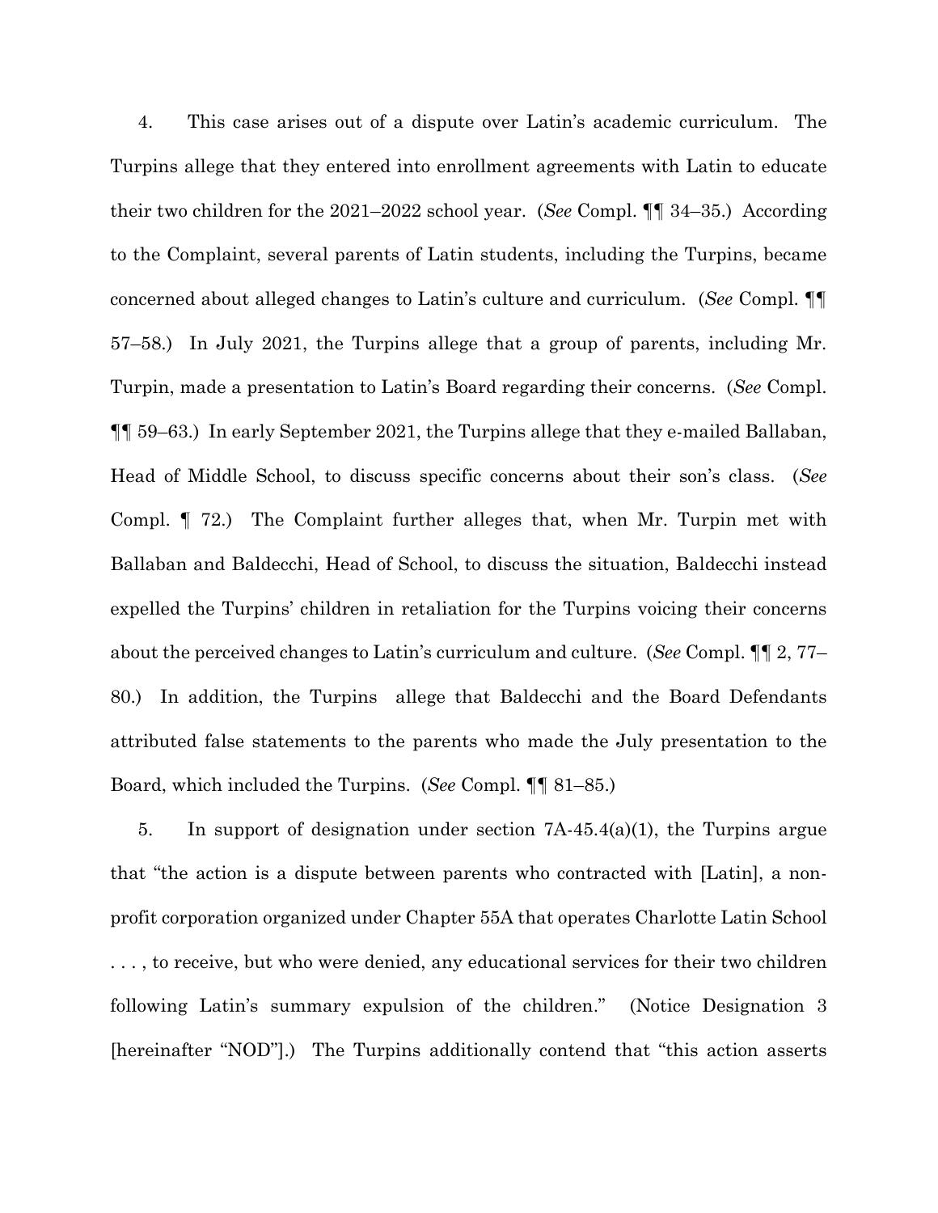4. This case arises out of a dispute over Latin's academic curriculum. The Turpins allege that they entered into enrollment agreements with Latin to educate their two children for the 2021–2022 school year. (*See* Compl. ¶¶ 34–35.) According to the Complaint, several parents of Latin students, including the Turpins, became concerned about alleged changes to Latin's culture and curriculum. (*See* Compl. ¶¶ 57–58.) In July 2021, the Turpins allege that a group of parents, including Mr. Turpin, made a presentation to Latin's Board regarding their concerns. (*See* Compl. ¶¶ 59–63.) In early September 2021, the Turpins allege that they e-mailed Ballaban, Head of Middle School, to discuss specific concerns about their son's class. (*See* Compl. ¶ 72.) The Complaint further alleges that, when Mr. Turpin met with Ballaban and Baldecchi, Head of School, to discuss the situation, Baldecchi instead expelled the Turpins' children in retaliation for the Turpins voicing their concerns about the perceived changes to Latin's curriculum and culture. (*See* Compl. ¶¶ 2, 77–80.) In addition, the Turpins allege that Baldecchi and the Board Defendants attributed false statements to the parents who made the July presentation to the Board, which included the Turpins. (*See* Compl. ¶¶ 81–85.)

5. In support of designation under section 7A-45.4(a)(1), the Turpins argue that "the action is a dispute between parents who contracted with [Latin], a non-profit corporation organized under Chapter 55A that operates Charlotte Latin School . . . , to receive, but who were denied, any educational services for their two children following Latin's summary expulsion of the children." (Notice Designation 3 [hereinafter "NOD"].) The Turpins additionally contend that "this action asserts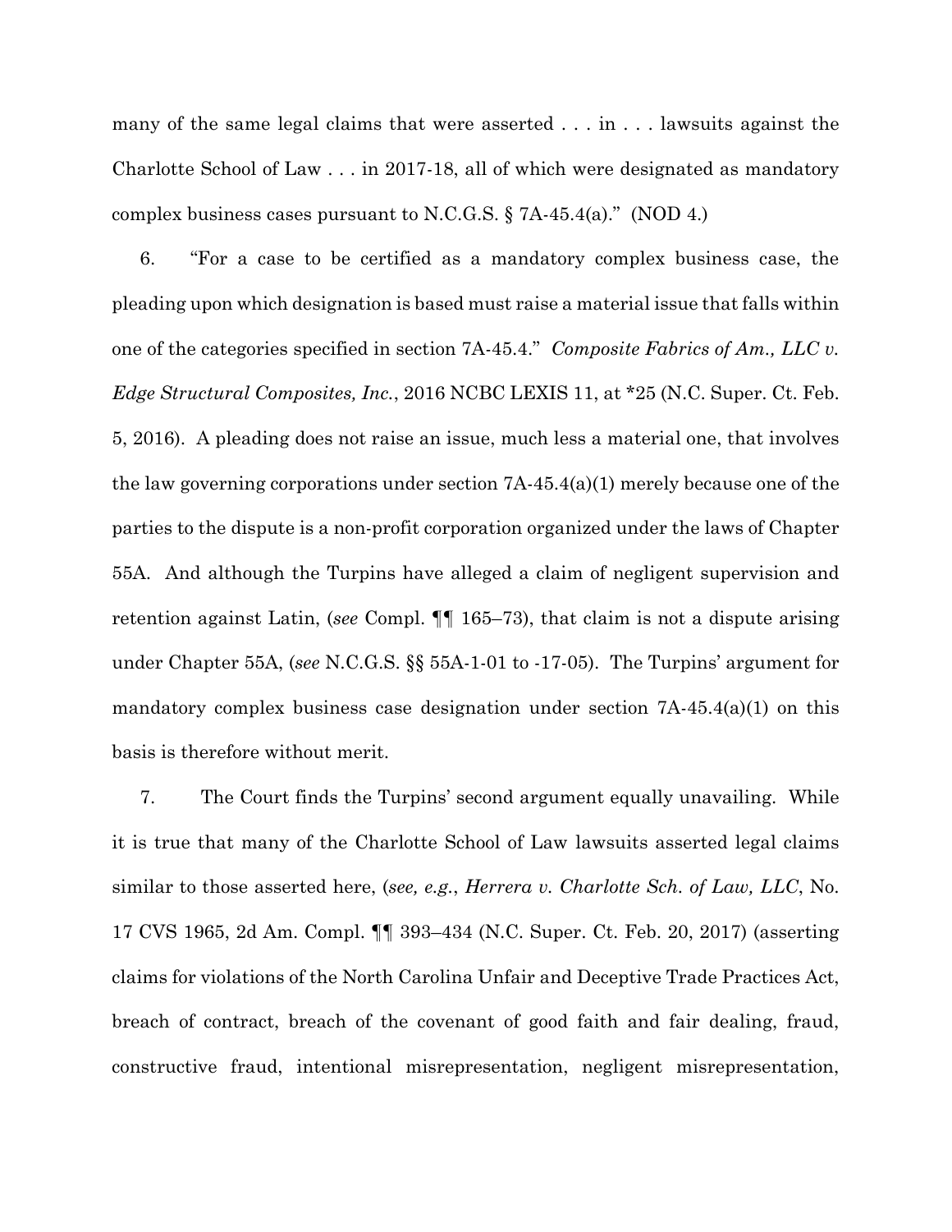many of the same legal claims that were asserted . . . in . . . lawsuits against the Charlotte School of Law . . . in 2017-18, all of which were designated as mandatory complex business cases pursuant to N.C.G.S. § 7A-45.4(a)." (NOD 4.)

6. "For a case to be certified as a mandatory complex business case, the pleading upon which designation is based must raise a material issue that falls within one of the categories specified in section 7A-45.4." *Composite Fabrics of Am., LLC v. Edge Structural Composites, Inc.*, 2016 NCBC LEXIS 11, at *25 (N.C. Super. Ct. Feb. 5, 2016). A pleading does not raise an issue, much less a material one, that involves the law governing corporations under section 7A-45.4(a)(1) merely because one of the parties to the dispute is a non-profit corporation organized under the laws of Chapter 55A. And although the Turpins have alleged a claim of negligent supervision and retention against Latin, (*see* Compl. ¶¶ 165–73), that claim is not a dispute arising under Chapter 55A, (*see* N.C.G.S. §§ 55A-1-01 to -17-05). The Turpins' argument for mandatory complex business case designation under section 7A-45.4(a)(1) on this basis is therefore without merit.

7. The Court finds the Turpins' second argument equally unavailing. While it is true that many of the Charlotte School of Law lawsuits asserted legal claims similar to those asserted here, (*see, e.g.*, *Herrera v. Charlotte Sch. of Law, LLC*, No. 17 CVS 1965, 2d Am. Compl. ¶¶ 393–434 (N.C. Super. Ct. Feb. 20, 2017) (asserting claims for violations of the North Carolina Unfair and Deceptive Trade Practices Act, breach of contract, breach of the covenant of good faith and fair dealing, fraud, constructive fraud, intentional misrepresentation, negligent misrepresentation,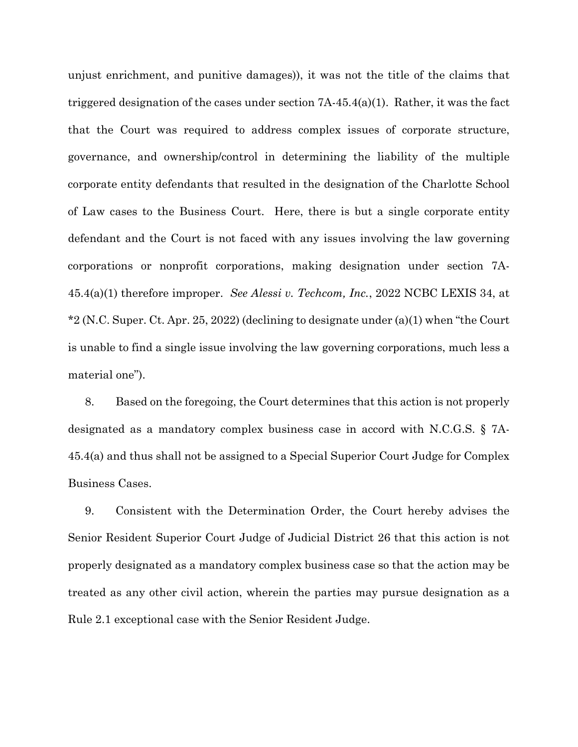unjust enrichment, and punitive damages)), it was not the title of the claims that triggered designation of the cases under section 7A-45.4(a)(1). Rather, it was the fact that the Court was required to address complex issues of corporate structure, governance, and ownership/control in determining the liability of the multiple corporate entity defendants that resulted in the designation of the Charlotte School of Law cases to the Business Court. Here, there is but a single corporate entity defendant and the Court is not faced with any issues involving the law governing corporations or nonprofit corporations, making designation under section 7A-45.4(a)(1) therefore improper. *See Alessi v. Techcom, Inc.*, 2022 NCBC LEXIS 34, at *2 (N.C. Super. Ct. Apr. 25, 2022) (declining to designate under (a)(1) when "the Court is unable to find a single issue involving the law governing corporations, much less a material one").

8. Based on the foregoing, the Court determines that this action is not properly designated as a mandatory complex business case in accord with N.C.G.S. § 7A-45.4(a) and thus shall not be assigned to a Special Superior Court Judge for Complex Business Cases.

9. Consistent with the Determination Order, the Court hereby advises the Senior Resident Superior Court Judge of Judicial District 26 that this action is not properly designated as a mandatory complex business case so that the action may be treated as any other civil action, wherein the parties may pursue designation as a Rule 2.1 exceptional case with the Senior Resident Judge.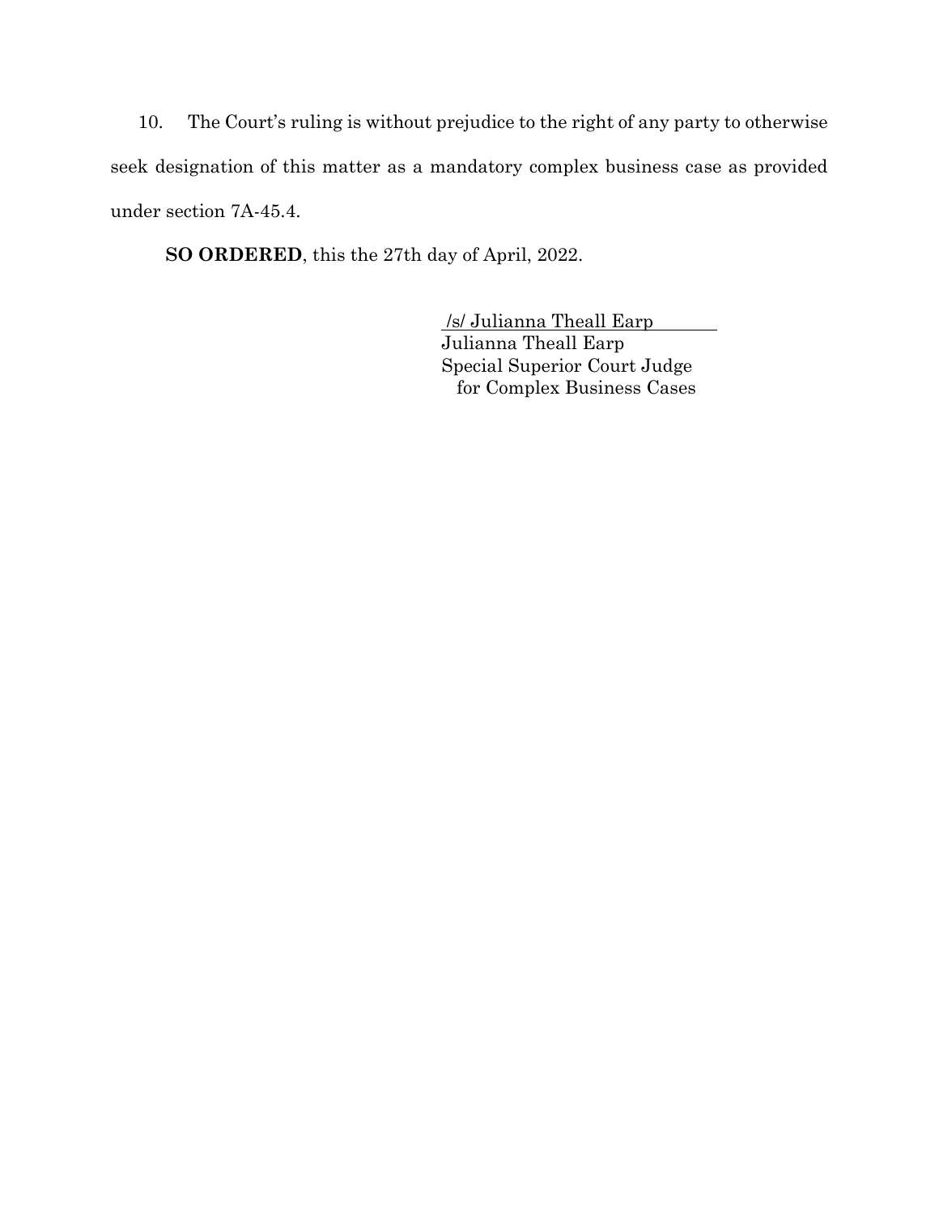10. The Court's ruling is without prejudice to the right of any party to otherwise seek designation of this matter as a mandatory complex business case as provided under section 7A-45.4.

**SO ORDERED**, this the 27th day of April, 2022.

/s/ Julianna Theall Earp
Julianna Theall Earp
Special Superior Court Judge
for Complex Business Cases